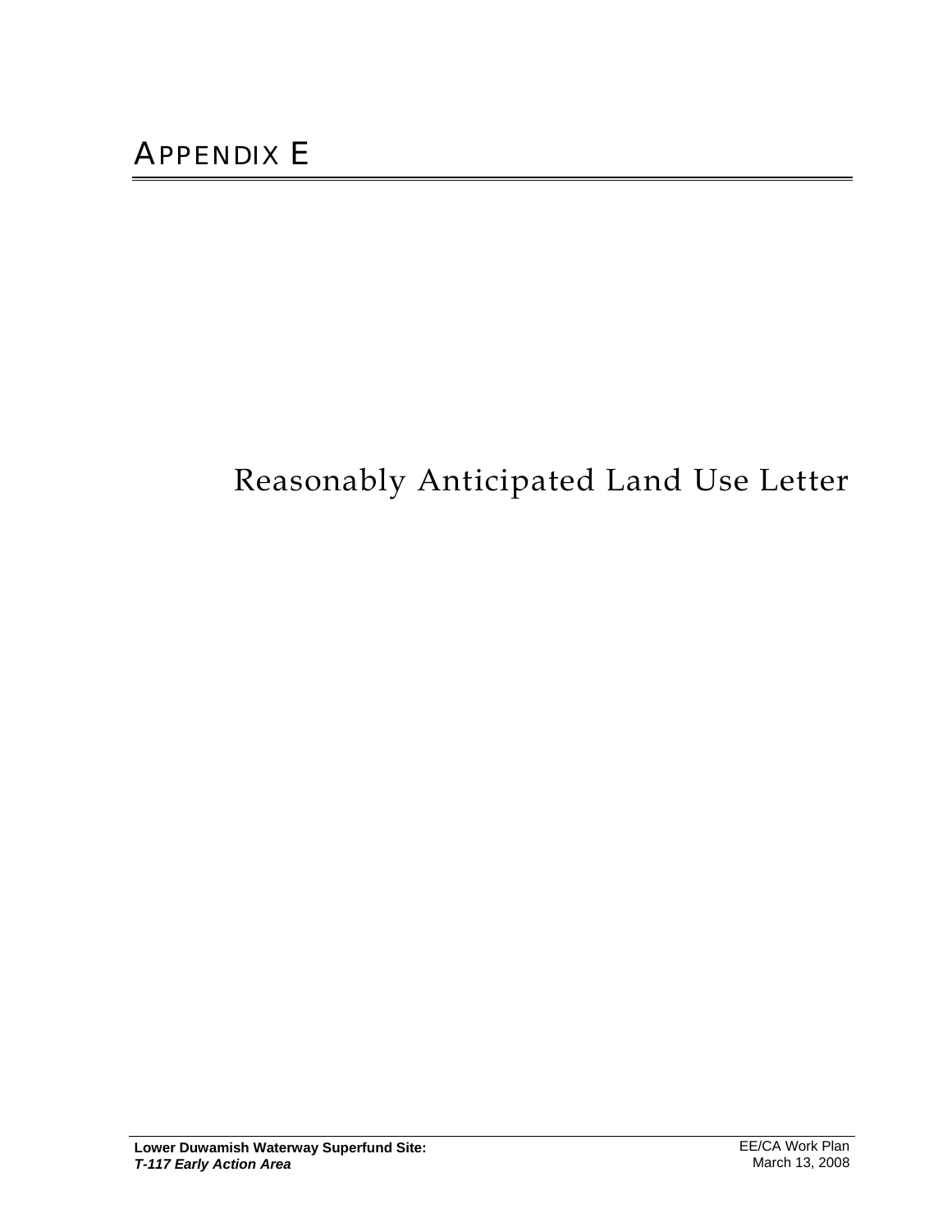# APPENDIX E

## Reasonably Anticipated Land Use Letter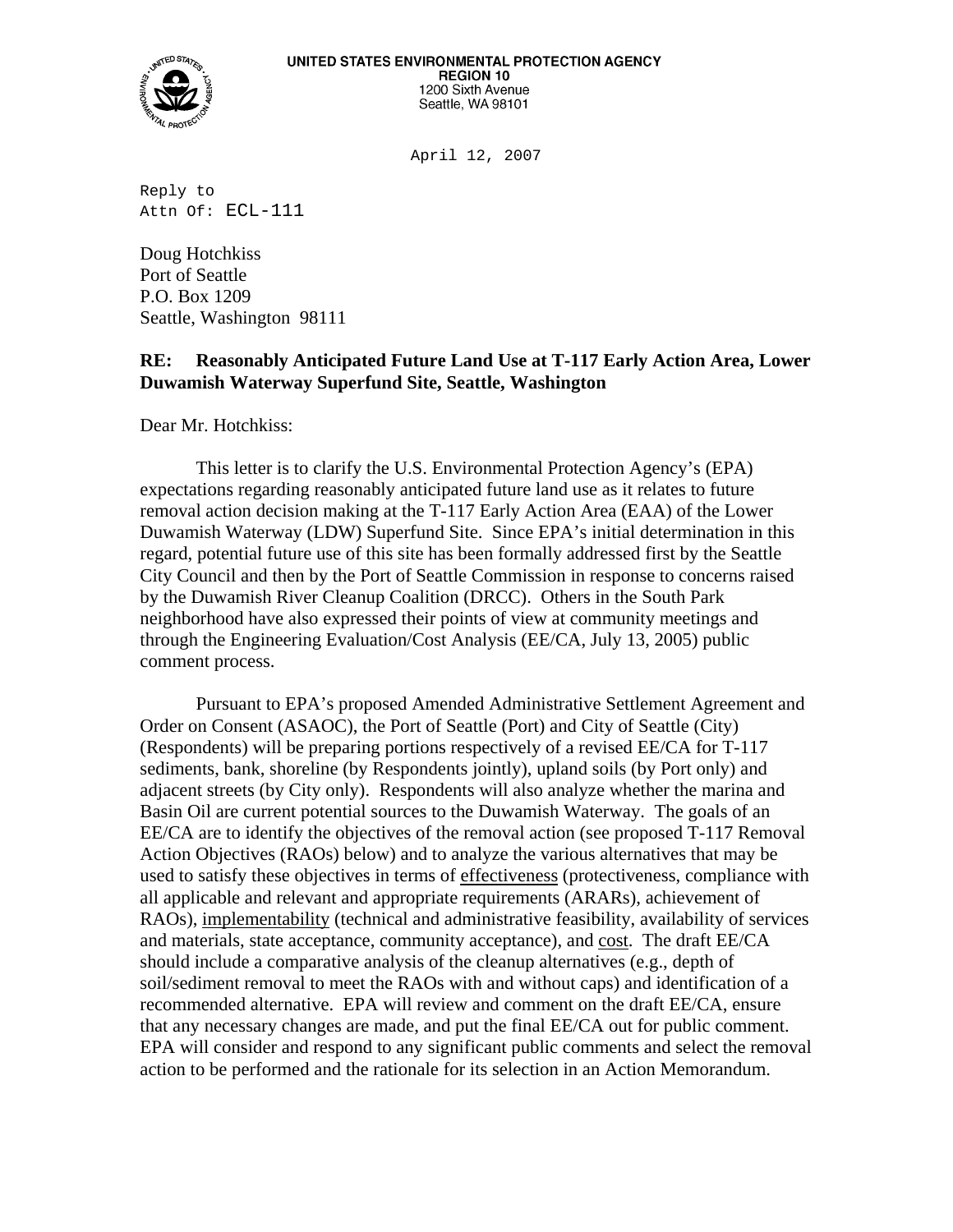**UNITED STATES ENVIRONMENTAL PROTECTION AGENCY**
**REGION 10**
1200 Sixth Avenue
Seattle, WA 98101

April 12, 2007

Reply to
Attn Of: ECL-111

Doug Hotchkiss
Port of Seattle
P.O. Box 1209
Seattle, Washington 98111

**RE: Reasonably Anticipated Future Land Use at T-117 Early Action Area, Lower Duwamish Waterway Superfund Site, Seattle, Washington**

Dear Mr. Hotchkiss:

This letter is to clarify the U.S. Environmental Protection Agency's (EPA) expectations regarding reasonably anticipated future land use as it relates to future removal action decision making at the T-117 Early Action Area (EAA) of the Lower Duwamish Waterway (LDW) Superfund Site. Since EPA's initial determination in this regard, potential future use of this site has been formally addressed first by the Seattle City Council and then by the Port of Seattle Commission in response to concerns raised by the Duwamish River Cleanup Coalition (DRCC). Others in the South Park neighborhood have also expressed their points of view at community meetings and through the Engineering Evaluation/Cost Analysis (EE/CA, July 13, 2005) public comment process.

Pursuant to EPA's proposed Amended Administrative Settlement Agreement and Order on Consent (ASAOC), the Port of Seattle (Port) and City of Seattle (City) (Respondents) will be preparing portions respectively of a revised EE/CA for T-117 sediments, bank, shoreline (by Respondents jointly), upland soils (by Port only) and adjacent streets (by City only). Respondents will also analyze whether the marina and Basin Oil are current potential sources to the Duwamish Waterway. The goals of an EE/CA are to identify the objectives of the removal action (see proposed T-117 Removal Action Objectives (RAOs) below) and to analyze the various alternatives that may be used to satisfy these objectives in terms of <u>effectiveness</u> (protectiveness, compliance with all applicable and relevant and appropriate requirements (ARARs), achievement of RAOs), <u>implementability</u> (technical and administrative feasibility, availability of services and materials, state acceptance, community acceptance), and <u>cost</u>. The draft EE/CA should include a comparative analysis of the cleanup alternatives (e.g., depth of soil/sediment removal to meet the RAOs with and without caps) and identification of a recommended alternative. EPA will review and comment on the draft EE/CA, ensure that any necessary changes are made, and put the final EE/CA out for public comment. EPA will consider and respond to any significant public comments and select the removal action to be performed and the rationale for its selection in an Action Memorandum.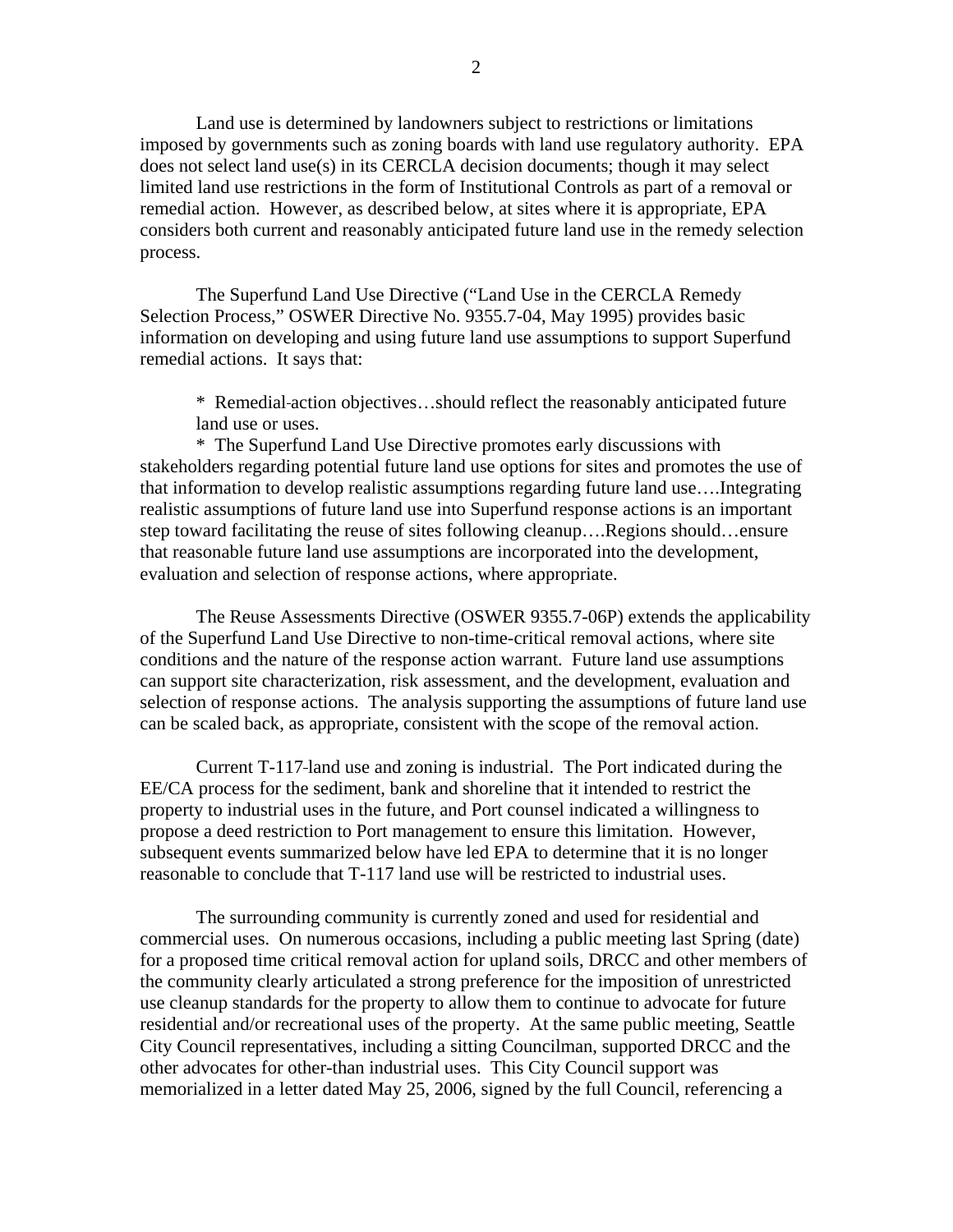Land use is determined by landowners subject to restrictions or limitations imposed by governments such as zoning boards with land use regulatory authority. EPA does not select land use(s) in its CERCLA decision documents; though it may select limited land use restrictions in the form of Institutional Controls as part of a removal or remedial action. However, as described below, at sites where it is appropriate, EPA considers both current and reasonably anticipated future land use in the remedy selection process.

The Superfund Land Use Directive ("Land Use in the CERCLA Remedy Selection Process," OSWER Directive No. 9355.7-04, May 1995) provides basic information on developing and using future land use assumptions to support Superfund remedial actions. It says that:

> * Remedial action objectives…should reflect the reasonably anticipated future land use or uses.
>
> * The Superfund Land Use Directive promotes early discussions with stakeholders regarding potential future land use options for sites and promotes the use of that information to develop realistic assumptions regarding future land use….Integrating realistic assumptions of future land use into Superfund response actions is an important step toward facilitating the reuse of sites following cleanup….Regions should…ensure that reasonable future land use assumptions are incorporated into the development, evaluation and selection of response actions, where appropriate.

The Reuse Assessments Directive (OSWER 9355.7-06P) extends the applicability of the Superfund Land Use Directive to non-time-critical removal actions, where site conditions and the nature of the response action warrant. Future land use assumptions can support site characterization, risk assessment, and the development, evaluation and selection of response actions. The analysis supporting the assumptions of future land use can be scaled back, as appropriate, consistent with the scope of the removal action.

Current T-117 land use and zoning is industrial. The Port indicated during the EE/CA process for the sediment, bank and shoreline that it intended to restrict the property to industrial uses in the future, and Port counsel indicated a willingness to propose a deed restriction to Port management to ensure this limitation. However, subsequent events summarized below have led EPA to determine that it is no longer reasonable to conclude that T-117 land use will be restricted to industrial uses.

The surrounding community is currently zoned and used for residential and commercial uses. On numerous occasions, including a public meeting last Spring (date) for a proposed time critical removal action for upland soils, DRCC and other members of the community clearly articulated a strong preference for the imposition of unrestricted use cleanup standards for the property to allow them to continue to advocate for future residential and/or recreational uses of the property. At the same public meeting, Seattle City Council representatives, including a sitting Councilman, supported DRCC and the other advocates for other-than industrial uses. This City Council support was memorialized in a letter dated May 25, 2006, signed by the full Council, referencing a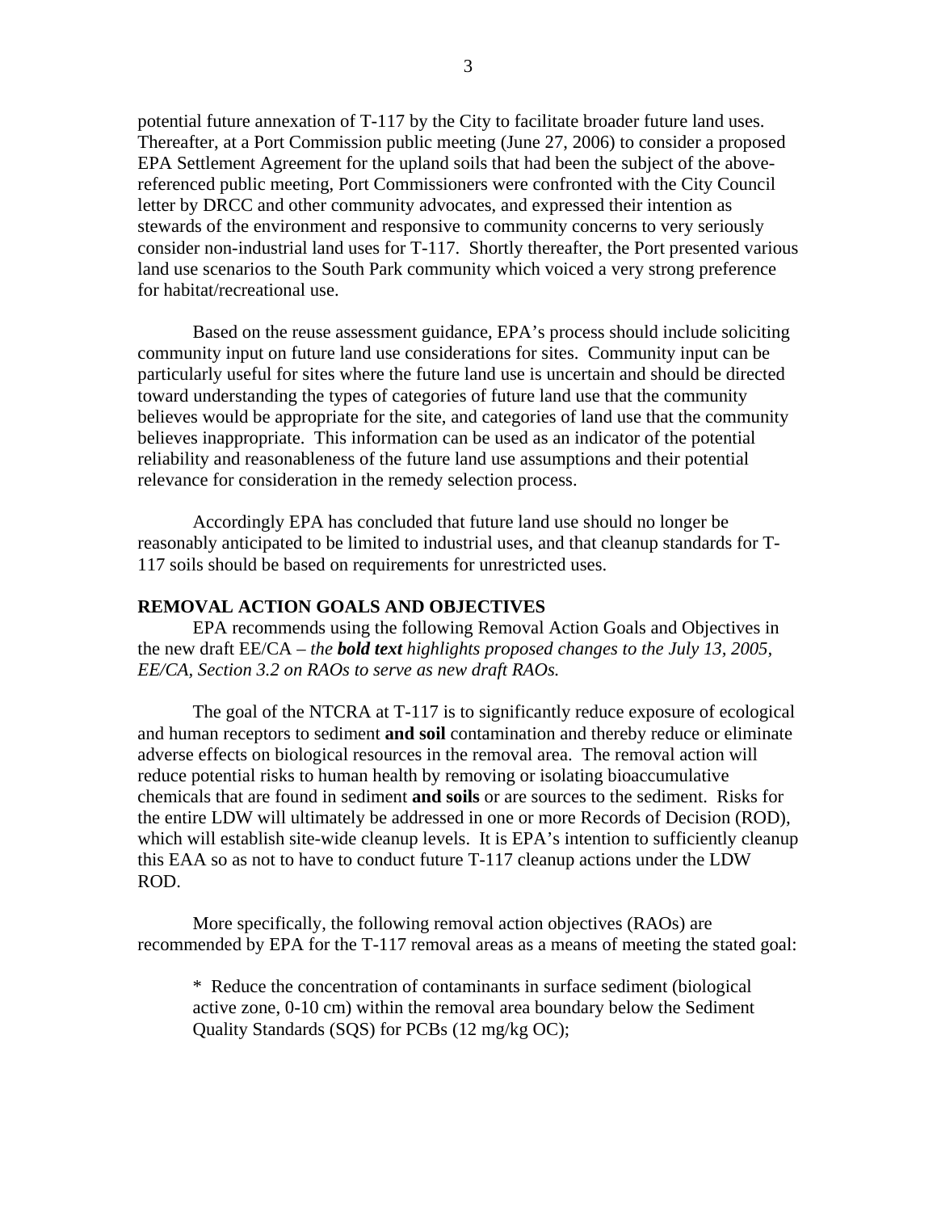potential future annexation of T-117 by the City to facilitate broader future land uses. Thereafter, at a Port Commission public meeting (June 27, 2006) to consider a proposed EPA Settlement Agreement for the upland soils that had been the subject of the above-referenced public meeting, Port Commissioners were confronted with the City Council letter by DRCC and other community advocates, and expressed their intention as stewards of the environment and responsive to community concerns to very seriously consider non-industrial land uses for T-117. Shortly thereafter, the Port presented various land use scenarios to the South Park community which voiced a very strong preference for habitat/recreational use.

Based on the reuse assessment guidance, EPA's process should include soliciting community input on future land use considerations for sites. Community input can be particularly useful for sites where the future land use is uncertain and should be directed toward understanding the types of categories of future land use that the community believes would be appropriate for the site, and categories of land use that the community believes inappropriate. This information can be used as an indicator of the potential reliability and reasonableness of the future land use assumptions and their potential relevance for consideration in the remedy selection process.

Accordingly EPA has concluded that future land use should no longer be reasonably anticipated to be limited to industrial uses, and that cleanup standards for T-117 soils should be based on requirements for unrestricted uses.

**REMOVAL ACTION GOALS AND OBJECTIVES**

EPA recommends using the following Removal Action Goals and Objectives in the new draft EE/CA – *the **bold text** highlights proposed changes to the July 13, 2005, EE/CA, Section 3.2 on RAOs to serve as new draft RAOs.*

The goal of the NTCRA at T-117 is to significantly reduce exposure of ecological and human receptors to sediment **and soil** contamination and thereby reduce or eliminate adverse effects on biological resources in the removal area. The removal action will reduce potential risks to human health by removing or isolating bioaccumulative chemicals that are found in sediment **and soils** or are sources to the sediment. Risks for the entire LDW will ultimately be addressed in one or more Records of Decision (ROD), which will establish site-wide cleanup levels. It is EPA's intention to sufficiently cleanup this EAA so as not to have to conduct future T-117 cleanup actions under the LDW ROD.

More specifically, the following removal action objectives (RAOs) are recommended by EPA for the T-117 removal areas as a means of meeting the stated goal:

* Reduce the concentration of contaminants in surface sediment (biological active zone, 0-10 cm) within the removal area boundary below the Sediment Quality Standards (SQS) for PCBs (12 mg/kg OC);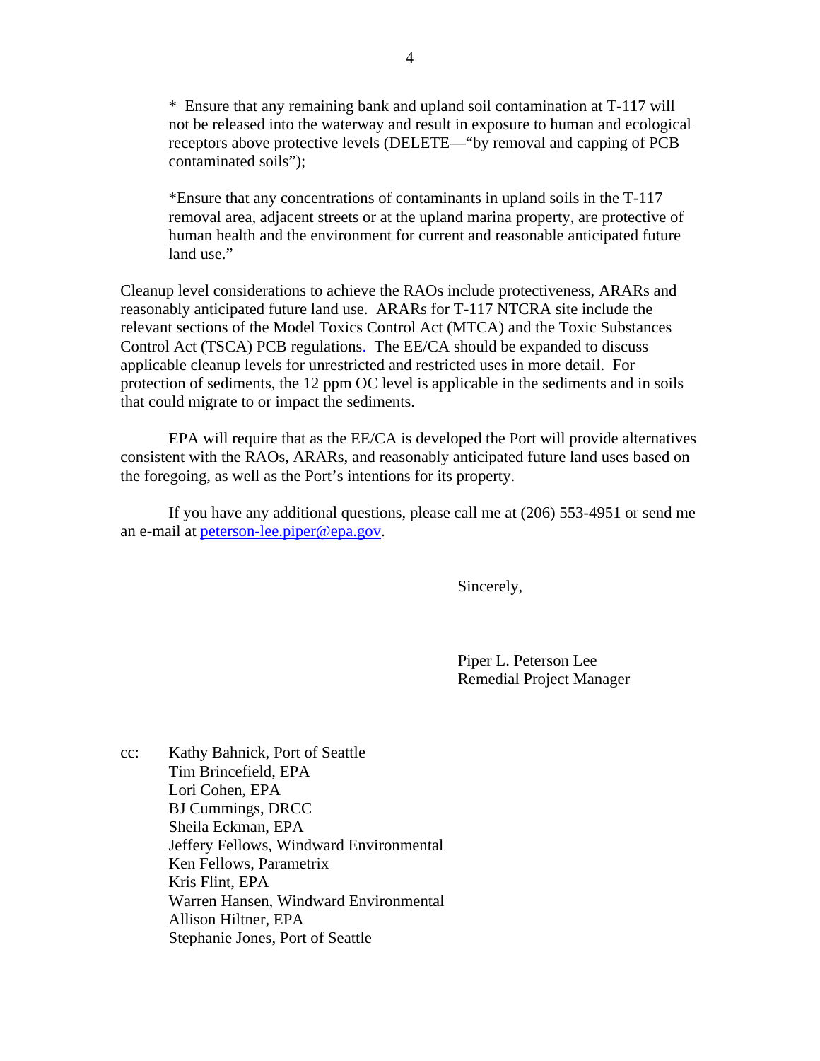* Ensure that any remaining bank and upland soil contamination at T-117 will not be released into the waterway and result in exposure to human and ecological receptors above protective levels (DELETE—"by removal and capping of PCB contaminated soils");

*Ensure that any concentrations of contaminants in upland soils in the T-117 removal area, adjacent streets or at the upland marina property, are protective of human health and the environment for current and reasonable anticipated future land use."

Cleanup level considerations to achieve the RAOs include protectiveness, ARARs and reasonably anticipated future land use. ARARs for T-117 NTCRA site include the relevant sections of the Model Toxics Control Act (MTCA) and the Toxic Substances Control Act (TSCA) PCB regulations. The EE/CA should be expanded to discuss applicable cleanup levels for unrestricted and restricted uses in more detail. For protection of sediments, the 12 ppm OC level is applicable in the sediments and in soils that could migrate to or impact the sediments.

EPA will require that as the EE/CA is developed the Port will provide alternatives consistent with the RAOs, ARARs, and reasonably anticipated future land uses based on the foregoing, as well as the Port's intentions for its property.

If you have any additional questions, please call me at (206) 553-4951 or send me an e-mail at peterson-lee.piper@epa.gov.

Sincerely,

Piper L. Peterson Lee
Remedial Project Manager

cc:
Kathy Bahnick, Port of Seattle
Tim Brincefield, EPA
Lori Cohen, EPA
BJ Cummings, DRCC
Sheila Eckman, EPA
Jeffery Fellows, Windward Environmental
Ken Fellows, Parametrix
Kris Flint, EPA
Warren Hansen, Windward Environmental
Allison Hiltner, EPA
Stephanie Jones, Port of Seattle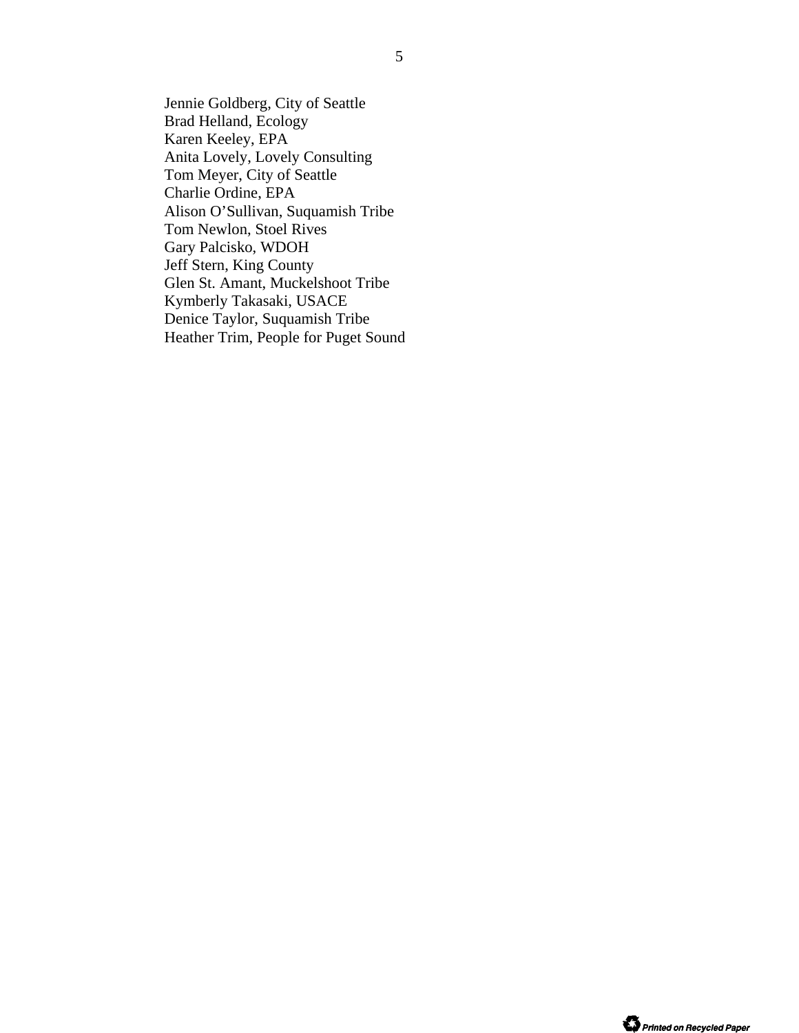Jennie Goldberg, City of Seattle
Brad Helland, Ecology
Karen Keeley, EPA
Anita Lovely, Lovely Consulting
Tom Meyer, City of Seattle
Charlie Ordine, EPA
Alison O'Sullivan, Suquamish Tribe
Tom Newlon, Stoel Rives
Gary Palcisko, WDOH
Jeff Stern, King County
Glen St. Amant, Muckelshoot Tribe
Kymberly Takasaki, USACE
Denice Taylor, Suquamish Tribe
Heather Trim, People for Puget Sound

*Printed on Recycled Paper*